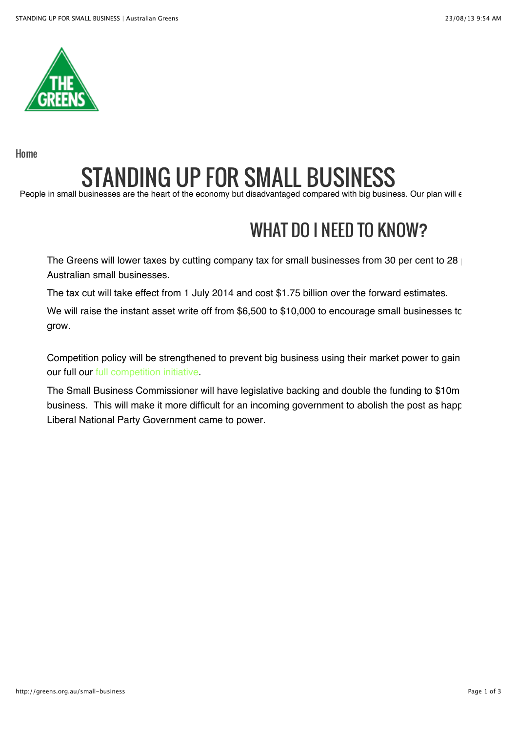Home

# STANDING UP FOR SMALL BUSINESS

People in small businesses are the heart of the economy but disadvantaged compared with big business. Our plan will e

## WHAT DO I NEED TO KNOW?

The Greens will lower taxes by cutting company tax for small businesses from 30 per cent to 28 
Australian small businesses.

The tax cut will take effect from 1 July 2014 and cost $1.75 billion over the forward estimates.

We will raise the instant asset write off from $6,500 to $10,000 to encourage small businesses to grow.

Competition policy will be strengthened to prevent big business using their market power to gain our full our full competition initiative.

The Small Business Commissioner will have legislative backing and double the funding to $10m business. This will make it more difficult for an incoming government to abolish the post as happ Liberal National Party Government came to power.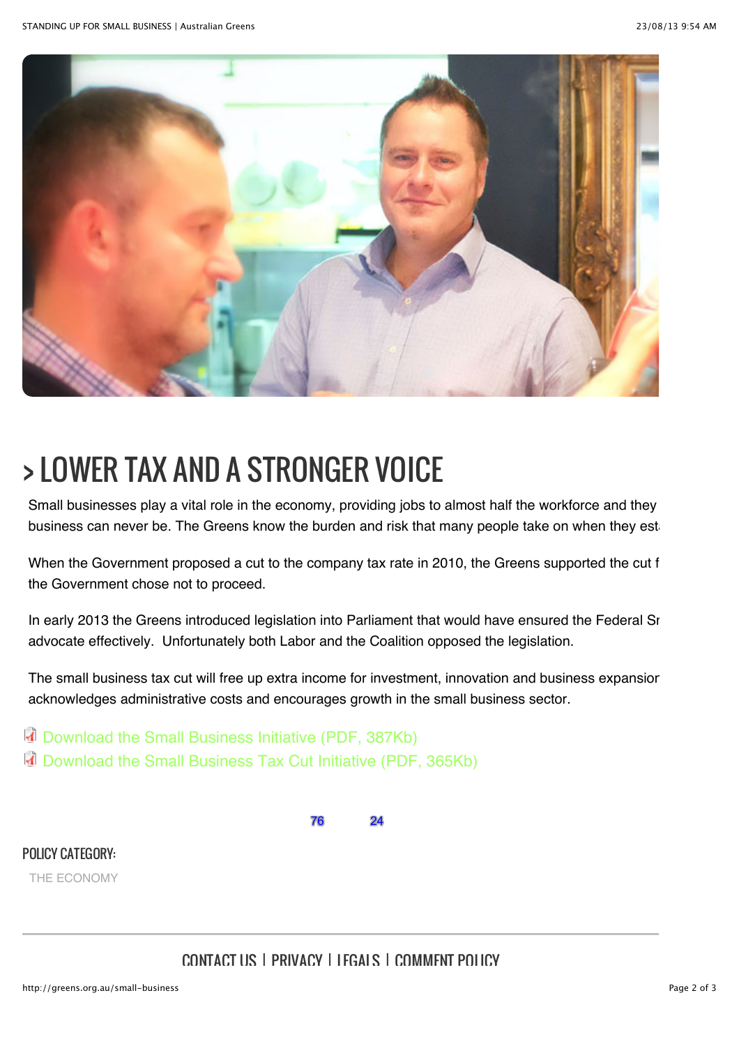# > LOWER TAX AND A STRONGER VOICE

Small businesses play a vital role in the economy, providing jobs to almost half the workforce and they business can never be. The Greens know the burden and risk that many people take on when they est

When the Government proposed a cut to the company tax rate in 2010, the Greens supported the cut f the Government chose not to proceed.

In early 2013 the Greens introduced legislation into Parliament that would have ensured the Federal Sr advocate effectively. Unfortunately both Labor and the Coalition opposed the legislation.

The small business tax cut will free up extra income for investment, innovation and business expansior acknowledges administrative costs and encourages growth in the small business sector.

- Download the Small Business Initiative (PDF, 387Kb)
- Download the Small Business Tax Cut Initiative (PDF, 365Kb)

76 24

## POLICY CATEGORY:

THE ECONOMY

CONTACT US | PRIVACY | LEGALS | COMMENT POLICY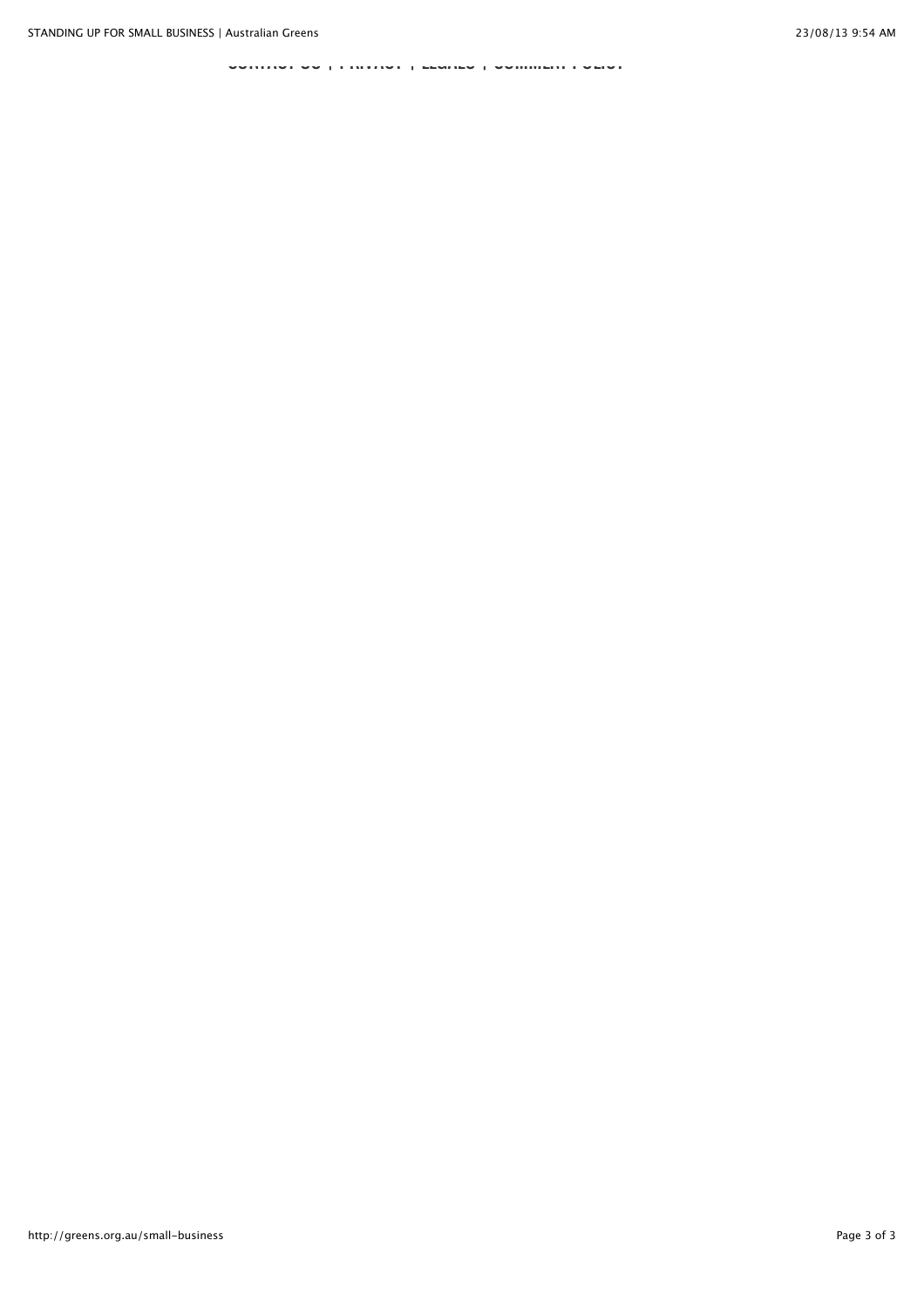CONTACT US | PRIVACY | LEGALS | COMMENT POLICY